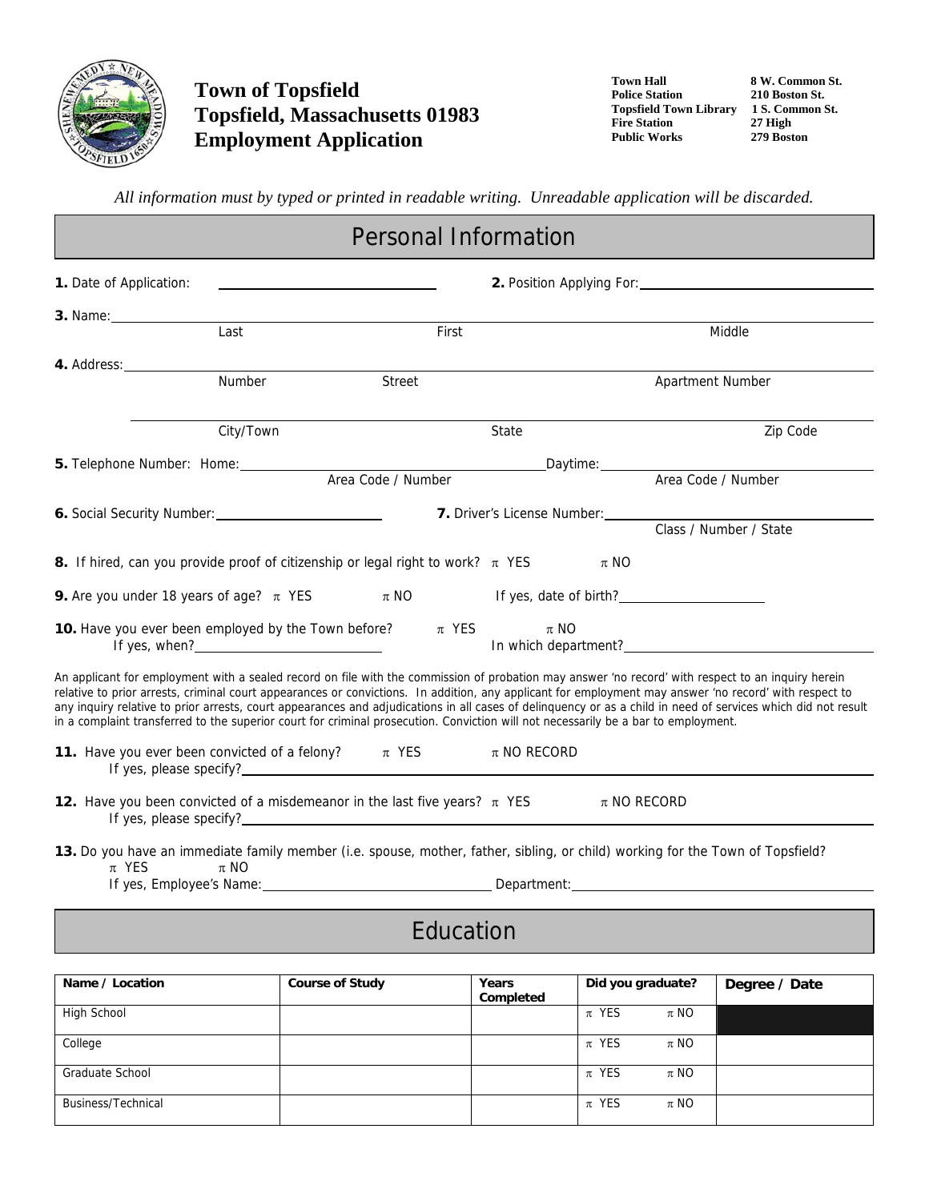# Town of Topsfield
# Topsfield, Massachusetts 01983
# Employment Application

| | |
|---|---|
| **Town Hall** | **8 W. Common St.** |
| **Police Station** | **210 Boston St.** |
| **Topsfield Town Library** | **1 S. Common St.** |
| **Fire Station** | **27 High** |
| **Public Works** | **279 Boston** |

*All information must by typed or printed in readable writing. Unreadable application will be discarded.*

## Personal Information

**1.** Date of Application: ______________________ **2.** Position Applying For: ______________________

**3.** Name: ______________________________________________
Last First Middle

**4.** Address: ______________________________________________
Number Street Apartment Number

______________________________________________
City/Town State Zip Code

**5.** Telephone Number: Home: ______________________ Daytime: ______________________
Area Code / Number Area Code / Number

**6.** Social Security Number: ______________________ **7.** Driver's License Number: ______________________
Class / Number / State

**8.** If hired, can you provide proof of citizenship or legal right to work? π YES π NO

**9.** Are you under 18 years of age? π YES π NO If yes, date of birth? ______________________

**10.** Have you ever been employed by the Town before? π YES π NO
If yes, when? ______________________ In which department? ______________________

An applicant for employment with a sealed record on file with the commission of probation may answer 'no record' with respect to an inquiry herein relative to prior arrests, criminal court appearances or convictions. In addition, any applicant for employment may answer 'no record' with respect to any inquiry relative to prior arrests, court appearances and adjudications in all cases of delinquency or as a child in need of services which did not result in a complaint transferred to the superior court for criminal prosecution. Conviction will not necessarily be a bar to employment.

**11.** Have you ever been convicted of a felony? π YES π NO RECORD
If yes, please specify? ______________________________________________

**12.** Have you been convicted of a misdemeanor in the last five years? π YES π NO RECORD
If yes, please specify? ______________________________________________

**13.** Do you have an immediate family member (i.e. spouse, mother, father, sibling, or child) working for the Town of Topsfield?
π YES π NO
If yes, Employee's Name: ______________________ Department: ______________________

## Education

| Name / Location | Course of Study | Years Completed | Did you graduate? | Degree / Date |
|---|---|---|---|---|
| High School | | | π YES π NO | |
| College | | | π YES π NO | |
| Graduate School | | | π YES π NO | |
| Business/Technical | | | π YES π NO | |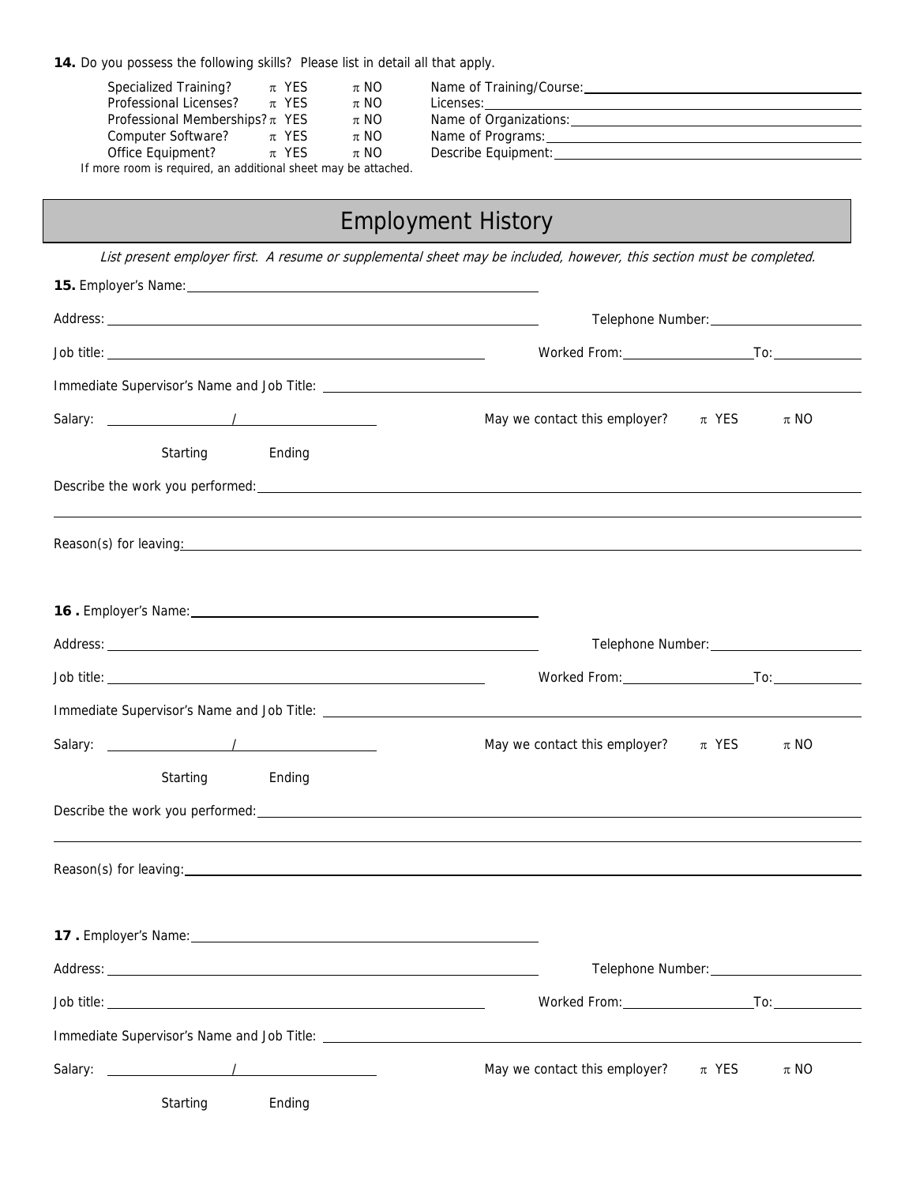**14.** Do you possess the following skills? Please list in detail all that apply.

| | | | |
|---|---|---|---|
| Specialized Training? | π YES | π NO | Name of Training/Course: |
| Professional Licenses? | π YES | π NO | Licenses: |
| Professional Memberships? | π YES | π NO | Name of Organizations: |
| Computer Software? | π YES | π NO | Name of Programs: |
| Office Equipment? | π YES | π NO | Describe Equipment: |

If more room is required, an additional sheet may be attached.

# Employment History

*List present employer first. A resume or supplemental sheet may be included, however, this section must be completed.*

**15.** Employer's Name: ____________________

Address: ____________________ Telephone Number: ____________________

Job title: ____________________ Worked From: ____________________ To: ____________________

Immediate Supervisor's Name and Job Title: ____________________

Salary: __________ / __________ May we contact this employer? π YES π NO

Starting Ending

Describe the work you performed: ____________________

Reason(s) for leaving: ____________________

**16 .** Employer's Name: ____________________

Address: ____________________ Telephone Number: ____________________

Job title: ____________________ Worked From: ____________________ To: ____________________

Immediate Supervisor's Name and Job Title: ____________________

Salary: __________ / __________ May we contact this employer? π YES π NO

Starting Ending

Describe the work you performed: ____________________

Reason(s) for leaving: ____________________

**17 .** Employer's Name: ____________________

Address: ____________________ Telephone Number: ____________________

Job title: ____________________ Worked From: ____________________ To: ____________________

Immediate Supervisor's Name and Job Title: ____________________

Salary: __________ / __________ May we contact this employer? π YES π NO

Starting Ending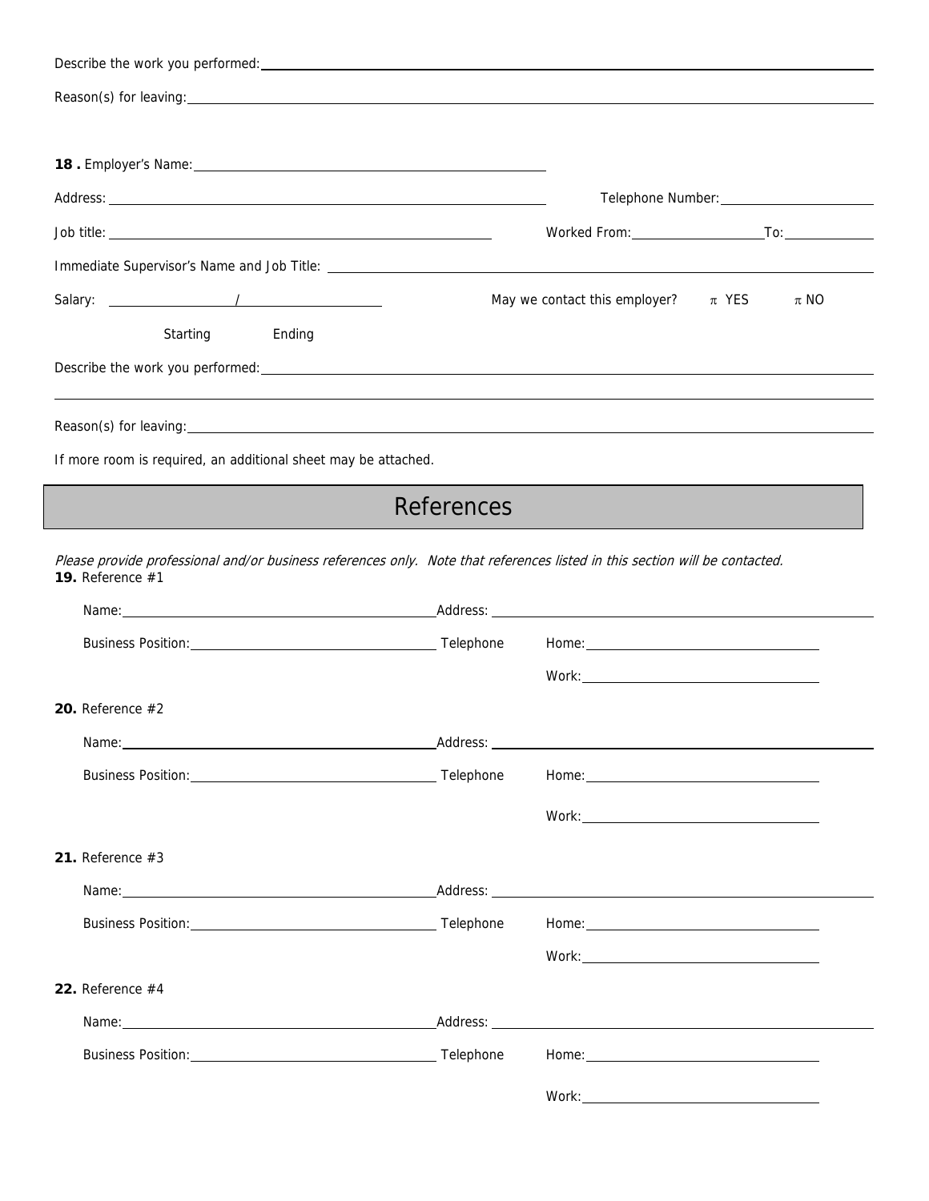Describe the work you performed: ____________________

Reason(s) for leaving: ____________________

**18 .** Employer's Name: ____________________

Address: ____________________ Telephone Number: ____________________

Job title: ____________________ Worked From: ____________ To: ____________

Immediate Supervisor's Name and Job Title: ____________________

Salary: ____________ / ____________ May we contact this employer? π YES π NO

Starting Ending

Describe the work you performed: ____________________

____________________

Reason(s) for leaving: ____________________

If more room is required, an additional sheet may be attached.

## References

*Please provide professional and/or business references only. Note that references listed in this section will be contacted.*

**19.** Reference #1

Name: ____________________ Address: ____________________

Business Position: ____________________ Telephone Home: ____________________

Work: ____________________

**20.** Reference #2

Name: ____________________ Address: ____________________

Business Position: ____________________ Telephone Home: ____________________

Work: ____________________

**21.** Reference #3

Name: ____________________ Address: ____________________

Business Position: ____________________ Telephone Home: ____________________

Work: ____________________

**22.** Reference #4

Name: ____________________ Address: ____________________

Business Position: ____________________ Telephone Home: ____________________

Work: ____________________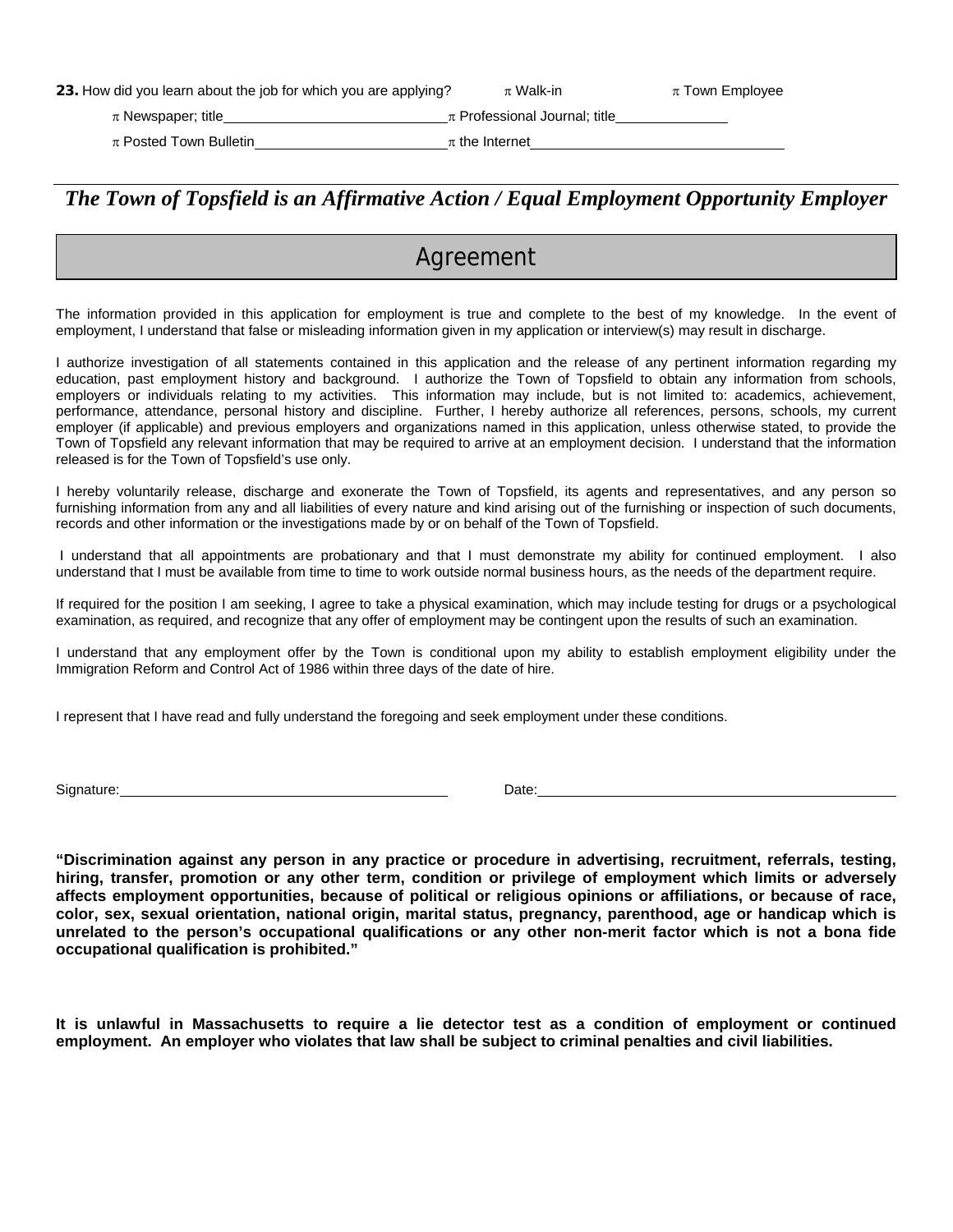**23.** How did you learn about the job for which you are applying? π Walk-in π Town Employee

π Newspaper; title\_\_\_\_\_\_\_\_\_\_\_\_\_\_\_\_\_\_\_\_ π Professional Journal; title\_\_\_\_\_\_\_\_\_\_

π Posted Town Bulletin\_\_\_\_\_\_\_\_\_\_\_\_\_\_\_\_\_\_\_\_ π the Internet\_\_\_\_\_\_\_\_\_\_\_\_\_\_\_\_\_\_\_\_

***The Town of Topsfield is an Affirmative Action / Equal Employment Opportunity Employer***

## Agreement

The information provided in this application for employment is true and complete to the best of my knowledge. In the event of employment, I understand that false or misleading information given in my application or interview(s) may result in discharge.

I authorize investigation of all statements contained in this application and the release of any pertinent information regarding my education, past employment history and background. I authorize the Town of Topsfield to obtain any information from schools, employers or individuals relating to my activities. This information may include, but is not limited to: academics, achievement, performance, attendance, personal history and discipline. Further, I hereby authorize all references, persons, schools, my current employer (if applicable) and previous employers and organizations named in this application, unless otherwise stated, to provide the Town of Topsfield any relevant information that may be required to arrive at an employment decision. I understand that the information released is for the Town of Topsfield's use only.

I hereby voluntarily release, discharge and exonerate the Town of Topsfield, its agents and representatives, and any person so furnishing information from any and all liabilities of every nature and kind arising out of the furnishing or inspection of such documents, records and other information or the investigations made by or on behalf of the Town of Topsfield.

I understand that all appointments are probationary and that I must demonstrate my ability for continued employment. I also understand that I must be available from time to time to work outside normal business hours, as the needs of the department require.

If required for the position I am seeking, I agree to take a physical examination, which may include testing for drugs or a psychological examination, as required, and recognize that any offer of employment may be contingent upon the results of such an examination.

I understand that any employment offer by the Town is conditional upon my ability to establish employment eligibility under the Immigration Reform and Control Act of 1986 within three days of the date of hire.

I represent that I have read and fully understand the foregoing and seek employment under these conditions.

Signature:\_\_\_\_\_\_\_\_\_\_\_\_\_\_\_\_\_\_\_\_\_\_\_\_\_\_\_\_\_\_ Date:\_\_\_\_\_\_\_\_\_\_\_\_\_\_\_\_\_\_\_\_\_\_\_\_\_\_\_\_\_\_

**"Discrimination against any person in any practice or procedure in advertising, recruitment, referrals, testing, hiring, transfer, promotion or any other term, condition or privilege of employment which limits or adversely affects employment opportunities, because of political or religious opinions or affiliations, or because of race, color, sex, sexual orientation, national origin, marital status, pregnancy, parenthood, age or handicap which is unrelated to the person's occupational qualifications or any other non-merit factor which is not a bona fide occupational qualification is prohibited."**

**It is unlawful in Massachusetts to require a lie detector test as a condition of employment or continued employment. An employer who violates that law shall be subject to criminal penalties and civil liabilities.**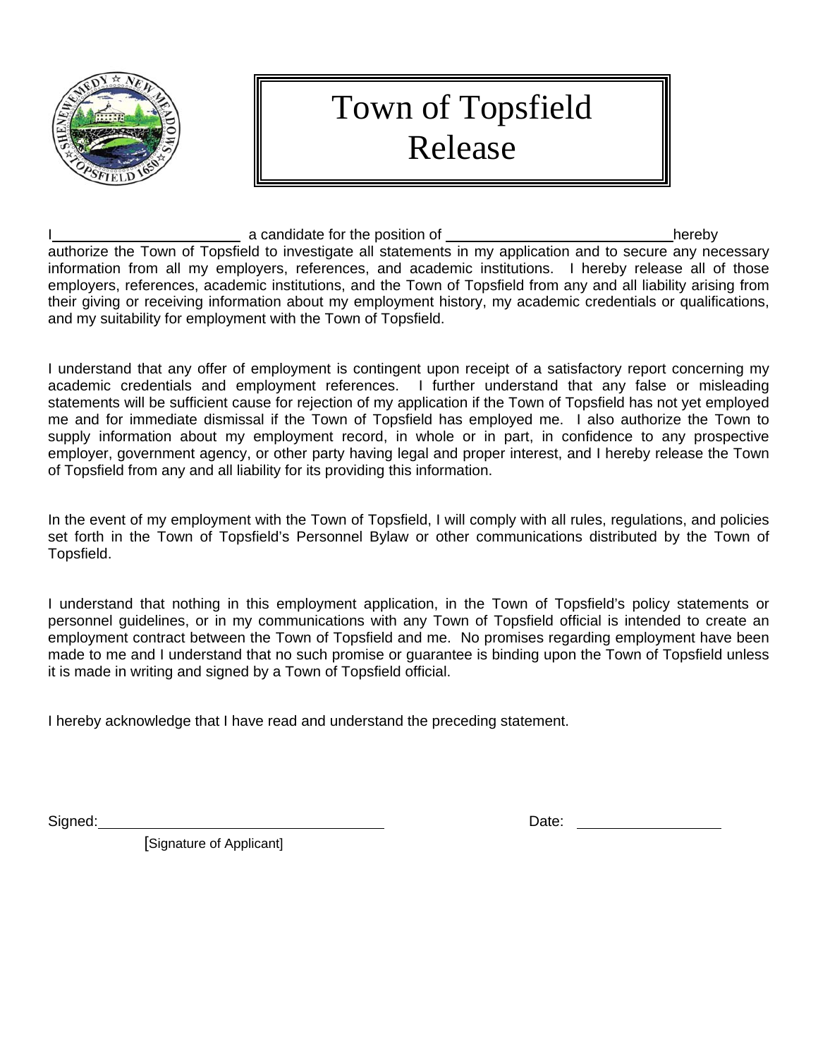# Town of Topsfield Release

I\_\_\_\_\_\_\_\_\_\_\_\_\_\_\_\_\_\_\_\_\_\_\_\_ a candidate for the position of \_\_\_\_\_\_\_\_\_\_\_\_\_\_\_\_\_\_\_\_\_\_\_\_\_\_\_\_\_\_ hereby authorize the Town of Topsfield to investigate all statements in my application and to secure any necessary information from all my employers, references, and academic institutions. I hereby release all of those employers, references, academic institutions, and the Town of Topsfield from any and all liability arising from their giving or receiving information about my employment history, my academic credentials or qualifications, and my suitability for employment with the Town of Topsfield.

I understand that any offer of employment is contingent upon receipt of a satisfactory report concerning my academic credentials and employment references. I further understand that any false or misleading statements will be sufficient cause for rejection of my application if the Town of Topsfield has not yet employed me and for immediate dismissal if the Town of Topsfield has employed me. I also authorize the Town to supply information about my employment record, in whole or in part, in confidence to any prospective employer, government agency, or other party having legal and proper interest, and I hereby release the Town of Topsfield from any and all liability for its providing this information.

In the event of my employment with the Town of Topsfield, I will comply with all rules, regulations, and policies set forth in the Town of Topsfield's Personnel Bylaw or other communications distributed by the Town of Topsfield.

I understand that nothing in this employment application, in the Town of Topsfield's policy statements or personnel guidelines, or in my communications with any Town of Topsfield official is intended to create an employment contract between the Town of Topsfield and me. No promises regarding employment have been made to me and I understand that no such promise or guarantee is binding upon the Town of Topsfield unless it is made in writing and signed by a Town of Topsfield official.

I hereby acknowledge that I have read and understand the preceding statement.

Signed:\_\_\_\_\_\_\_\_\_\_\_\_\_\_\_\_\_\_\_\_\_\_\_\_\_\_\_\_\_\_\_\_\_\_\_\_ Date: \_\_\_\_\_\_\_\_\_\_\_\_\_\_\_\_\_\_

[Signature of Applicant]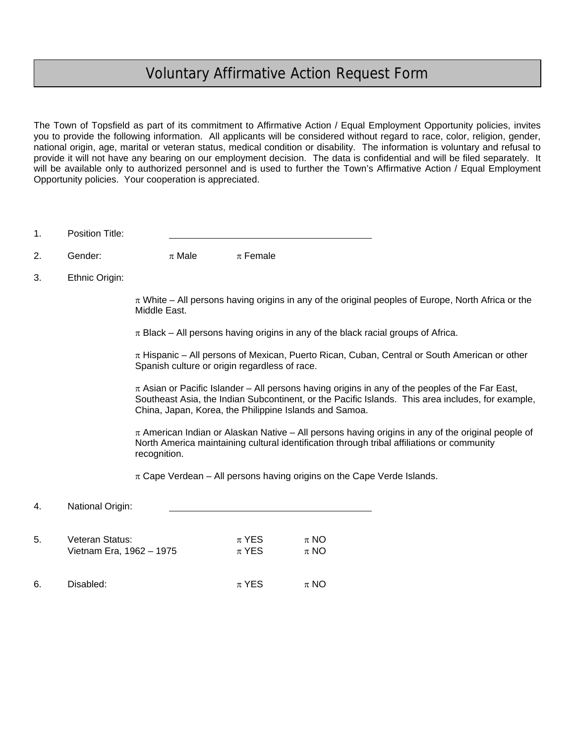# Voluntary Affirmative Action Request Form

The Town of Topsfield as part of its commitment to Affirmative Action / Equal Employment Opportunity policies, invites you to provide the following information. All applicants will be considered without regard to race, color, religion, gender, national origin, age, marital or veteran status, medical condition or disability. The information is voluntary and refusal to provide it will not have any bearing on our employment decision. The data is confidential and will be filed separately. It will be available only to authorized personnel and is used to further the Town's Affirmative Action / Equal Employment Opportunity policies. Your cooperation is appreciated.

1. Position Title: ______________________________

2. Gender: ☐ Male ☐ Female

3. Ethnic Origin:

   ☐ White – All persons having origins in any of the original peoples of Europe, North Africa or the Middle East.

   ☐ Black – All persons having origins in any of the black racial groups of Africa.

   ☐ Hispanic – All persons of Mexican, Puerto Rican, Cuban, Central or South American or other Spanish culture or origin regardless of race.

   ☐ Asian or Pacific Islander – All persons having origins in any of the peoples of the Far East, Southeast Asia, the Indian Subcontinent, or the Pacific Islands. This area includes, for example, China, Japan, Korea, the Philippine Islands and Samoa.

   ☐ American Indian or Alaskan Native – All persons having origins in any of the original people of North America maintaining cultural identification through tribal affiliations or community recognition.

   ☐ Cape Verdean – All persons having origins on the Cape Verde Islands.

4. National Origin: ______________________________

5. Veteran Status: ☐ YES ☐ NO
   Vietnam Era, 1962 – 1975 ☐ YES ☐ NO

6. Disabled: ☐ YES ☐ NO